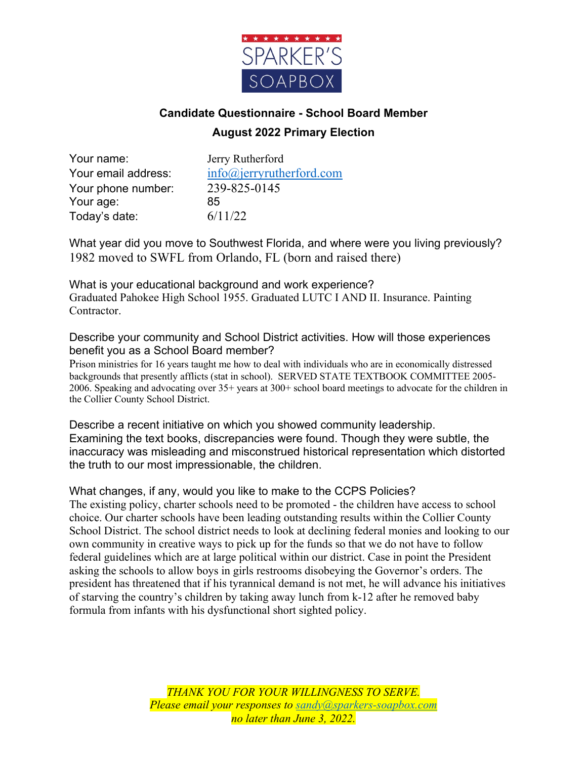SPARKER'S SOAPBOX

## Candidate Questionnaire - School Board Member

## August 2022 Primary Election

| | |
|---|---|
| Your name: | Jerry Rutherford |
| Your email address: | info@jerryrutherford.com |
| Your phone number: | 239-825-0145 |
| Your age: | 85 |
| Today's date: | 6/11/22 |

What year did you move to Southwest Florida, and where were you living previously?
1982 moved to SWFL from Orlando, FL (born and raised there)

What is your educational background and work experience?
Graduated Pahokee High School 1955. Graduated LUTC I AND II. Insurance. Painting Contractor.

Describe your community and School District activities. How will those experiences benefit you as a School Board member?
Prison ministries for 16 years taught me how to deal with individuals who are in economically distressed backgrounds that presently afflicts (stat in school). SERVED STATE TEXTBOOK COMMITTEE 2005-2006. Speaking and advocating over 35+ years at 300+ school board meetings to advocate for the children in the Collier County School District.

Describe a recent initiative on which you showed community leadership.
Examining the text books, discrepancies were found. Though they were subtle, the inaccuracy was misleading and misconstrued historical representation which distorted the truth to our most impressionable, the children.

What changes, if any, would you like to make to the CCPS Policies?
The existing policy, charter schools need to be promoted - the children have access to school choice. Our charter schools have been leading outstanding results within the Collier County School District. The school district needs to look at declining federal monies and looking to our own community in creative ways to pick up for the funds so that we do not have to follow federal guidelines which are at large political within our district. Case in point the President asking the schools to allow boys in girls restrooms disobeying the Governor's orders. The president has threatened that if his tyrannical demand is not met, he will advance his initiatives of starving the country's children by taking away lunch from k-12 after he removed baby formula from infants with his dysfunctional short sighted policy.

*THANK YOU FOR YOUR WILLINGNESS TO SERVE.*
*Please email your responses to sandy@sparkers-soapbox.com*
*no later than June 3, 2022.*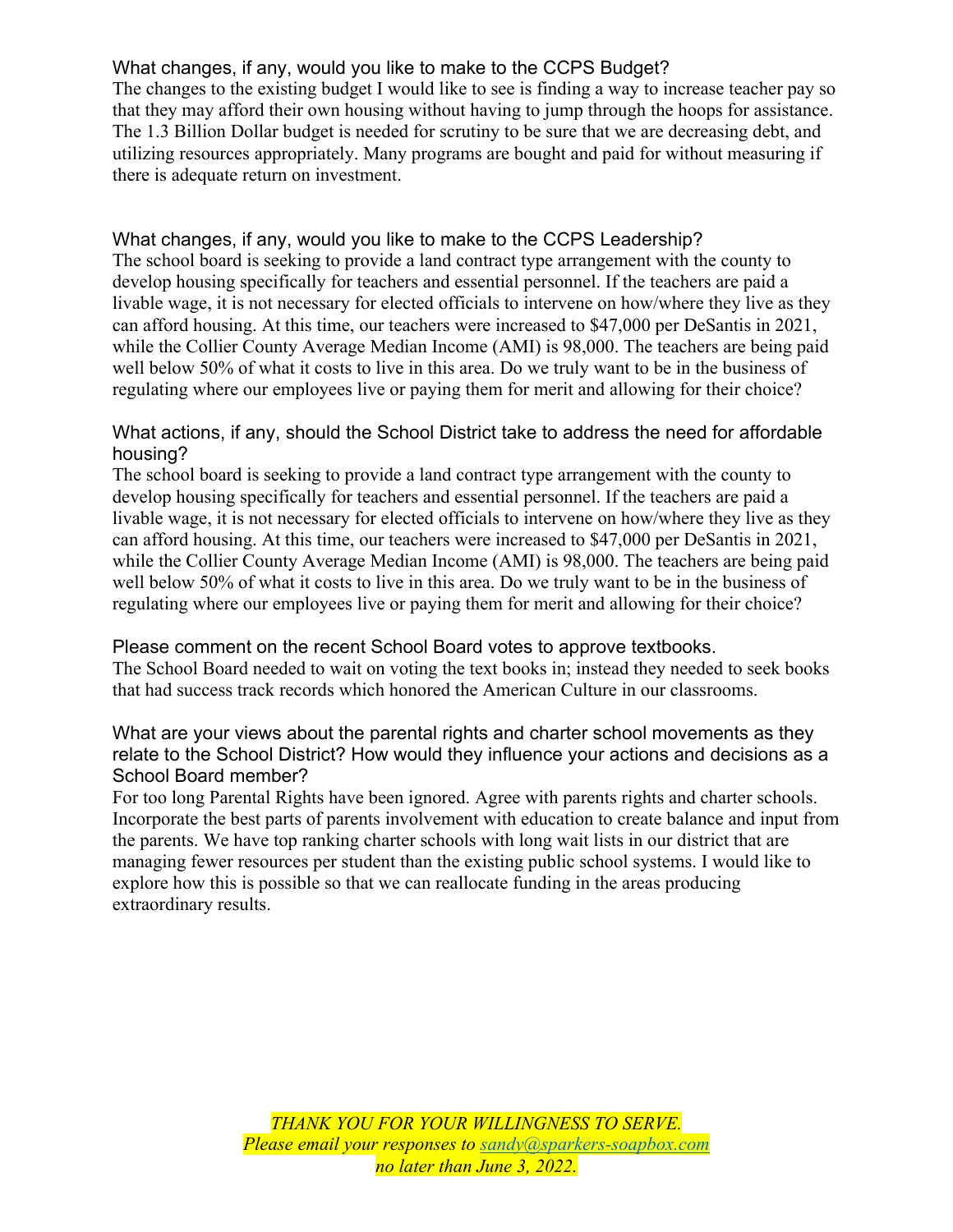### What changes, if any, would you like to make to the CCPS Budget?

The changes to the existing budget I would like to see is finding a way to increase teacher pay so that they may afford their own housing without having to jump through the hoops for assistance. The 1.3 Billion Dollar budget is needed for scrutiny to be sure that we are decreasing debt, and utilizing resources appropriately. Many programs are bought and paid for without measuring if there is adequate return on investment.

### What changes, if any, would you like to make to the CCPS Leadership?

The school board is seeking to provide a land contract type arrangement with the county to develop housing specifically for teachers and essential personnel. If the teachers are paid a livable wage, it is not necessary for elected officials to intervene on how/where they live as they can afford housing. At this time, our teachers were increased to $47,000 per DeSantis in 2021, while the Collier County Average Median Income (AMI) is 98,000. The teachers are being paid well below 50% of what it costs to live in this area. Do we truly want to be in the business of regulating where our employees live or paying them for merit and allowing for their choice?

### What actions, if any, should the School District take to address the need for affordable housing?

The school board is seeking to provide a land contract type arrangement with the county to develop housing specifically for teachers and essential personnel. If the teachers are paid a livable wage, it is not necessary for elected officials to intervene on how/where they live as they can afford housing. At this time, our teachers were increased to $47,000 per DeSantis in 2021, while the Collier County Average Median Income (AMI) is 98,000. The teachers are being paid well below 50% of what it costs to live in this area. Do we truly want to be in the business of regulating where our employees live or paying them for merit and allowing for their choice?

### Please comment on the recent School Board votes to approve textbooks.

The School Board needed to wait on voting the text books in; instead they needed to seek books that had success track records which honored the American Culture in our classrooms.

### What are your views about the parental rights and charter school movements as they relate to the School District? How would they influence your actions and decisions as a School Board member?

For too long Parental Rights have been ignored. Agree with parents rights and charter schools. Incorporate the best parts of parents involvement with education to create balance and input from the parents. We have top ranking charter schools with long wait lists in our district that are managing fewer resources per student than the existing public school systems. I would like to explore how this is possible so that we can reallocate funding in the areas producing extraordinary results.

*THANK YOU FOR YOUR WILLINGNESS TO SERVE.*
*Please email your responses to sandy@sparkers-soapbox.com*
*no later than June 3, 2022.*